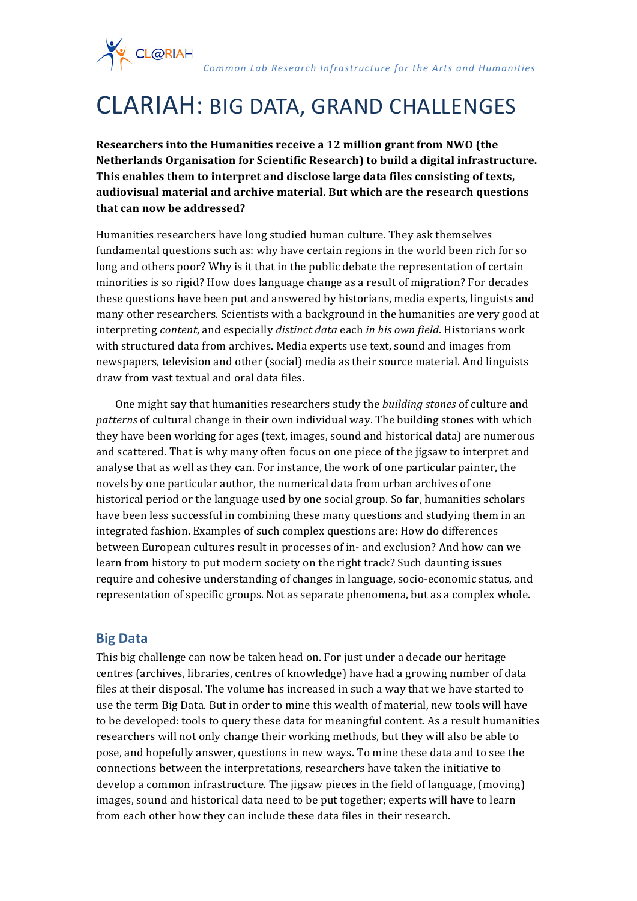# CLARIAH: BIG DATA, GRAND CHALLENGES

**Researchers into the Humanities receive a 12 million grant from NWO (the Netherlands Organisation for Scientific Research) to build a digital infrastructure. This enables them to interpret and disclose large data files consisting of texts, audiovisual material and archive material. But which are the research questions that can now be addressed?**

Humanities researchers have long studied human culture. They ask themselves fundamental questions such as: why have certain regions in the world been rich for so long and others poor? Why is it that in the public debate the representation of certain minorities is so rigid? How does language change as a result of migration? For decades these questions have been put and answered by historians, media experts, linguists and many other researchers. Scientists with a background in the humanities are very good at interpreting *content*, and especially *distinct data* each *in his own field*. Historians work with structured data from archives. Media experts use text, sound and images from newspapers, television and other (social) media as their source material. And linguists draw from vast textual and oral data files.

One might say that humanities researchers study the *building stones* of culture and *patterns* of cultural change in their own individual way. The building stones with which they have been working for ages (text, images, sound and historical data) are numerous and scattered. That is why many often focus on one piece of the jigsaw to interpret and analyse that as well as they can. For instance, the work of one particular painter, the novels by one particular author, the numerical data from urban archives of one historical period or the language used by one social group. So far, humanities scholars have been less successful in combining these many questions and studying them in an integrated fashion. Examples of such complex questions are: How do differences between European cultures result in processes of in- and exclusion? And how can we learn from history to put modern society on the right track? Such daunting issues require and cohesive understanding of changes in language, socio-economic status, and representation of specific groups. Not as separate phenomena, but as a complex whole.

## Big Data

This big challenge can now be taken head on. For just under a decade our heritage centres (archives, libraries, centres of knowledge) have had a growing number of data files at their disposal. The volume has increased in such a way that we have started to use the term Big Data. But in order to mine this wealth of material, new tools will have to be developed: tools to query these data for meaningful content. As a result humanities researchers will not only change their working methods, but they will also be able to pose, and hopefully answer, questions in new ways. To mine these data and to see the connections between the interpretations, researchers have taken the initiative to develop a common infrastructure. The jigsaw pieces in the field of language, (moving) images, sound and historical data need to be put together; experts will have to learn from each other how they can include these data files in their research.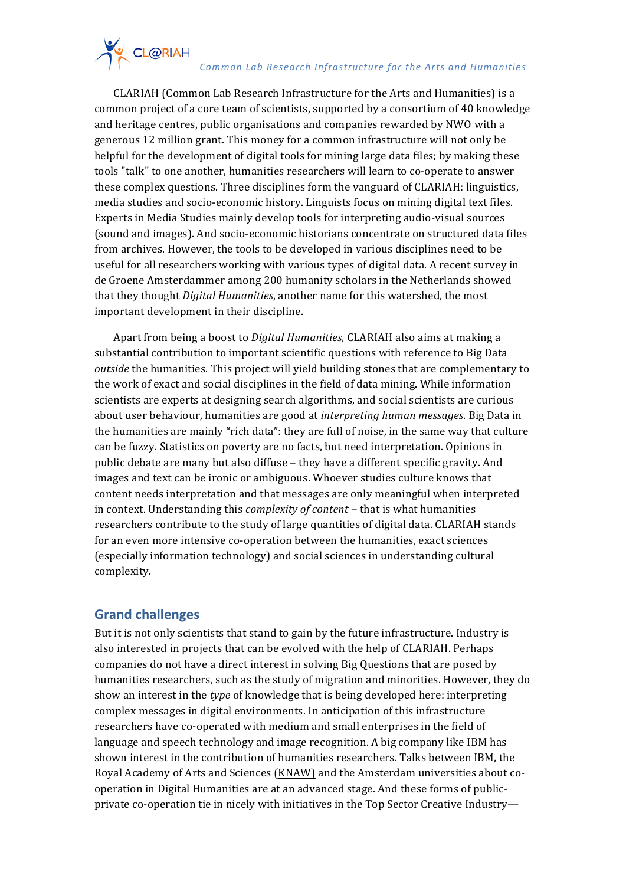CLARIAH (Common Lab Research Infrastructure for the Arts and Humanities) is a common project of a core team of scientists, supported by a consortium of 40 knowledge and heritage centres, public organisations and companies rewarded by NWO with a generous 12 million grant. This money for a common infrastructure will not only be helpful for the development of digital tools for mining large data files; by making these tools "talk" to one another, humanities researchers will learn to co-operate to answer these complex questions. Three disciplines form the vanguard of CLARIAH: linguistics, media studies and socio-economic history. Linguists focus on mining digital text files. Experts in Media Studies mainly develop tools for interpreting audio-visual sources (sound and images). And socio-economic historians concentrate on structured data files from archives. However, the tools to be developed in various disciplines need to be useful for all researchers working with various types of digital data. A recent survey in de Groene Amsterdammer among 200 humanity scholars in the Netherlands showed that they thought *Digital Humanities*, another name for this watershed, the most important development in their discipline.

Apart from being a boost to *Digital Humanities*, CLARIAH also aims at making a substantial contribution to important scientific questions with reference to Big Data *outside* the humanities. This project will yield building stones that are complementary to the work of exact and social disciplines in the field of data mining. While information scientists are experts at designing search algorithms, and social scientists are curious about user behaviour, humanities are good at *interpreting human messages*. Big Data in the humanities are mainly "rich data": they are full of noise, in the same way that culture can be fuzzy. Statistics on poverty are no facts, but need interpretation. Opinions in public debate are many but also diffuse – they have a different specific gravity. And images and text can be ironic or ambiguous. Whoever studies culture knows that content needs interpretation and that messages are only meaningful when interpreted in context. Understanding this *complexity of content* – that is what humanities researchers contribute to the study of large quantities of digital data. CLARIAH stands for an even more intensive co-operation between the humanities, exact sciences (especially information technology) and social sciences in understanding cultural complexity.

## Grand challenges

But it is not only scientists that stand to gain by the future infrastructure. Industry is also interested in projects that can be evolved with the help of CLARIAH. Perhaps companies do not have a direct interest in solving Big Questions that are posed by humanities researchers, such as the study of migration and minorities. However, they do show an interest in the *type* of knowledge that is being developed here: interpreting complex messages in digital environments. In anticipation of this infrastructure researchers have co-operated with medium and small enterprises in the field of language and speech technology and image recognition. A big company like IBM has shown interest in the contribution of humanities researchers. Talks between IBM, the Royal Academy of Arts and Sciences (KNAW) and the Amsterdam universities about co-operation in Digital Humanities are at an advanced stage. And these forms of public-private co-operation tie in nicely with initiatives in the Top Sector Creative Industry—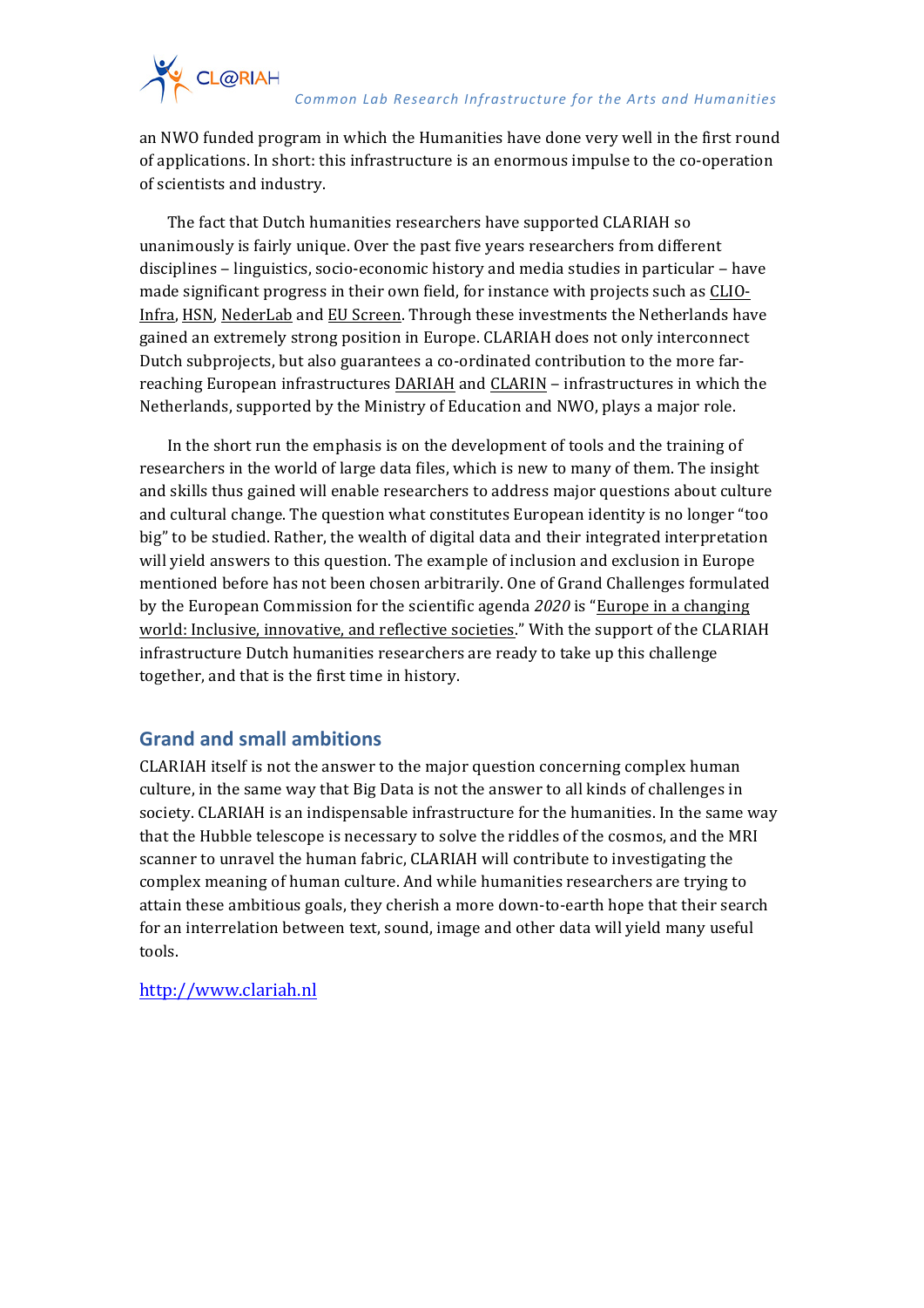an NWO funded program in which the Humanities have done very well in the first round of applications. In short: this infrastructure is an enormous impulse to the co-operation of scientists and industry.

The fact that Dutch humanities researchers have supported CLARIAH so unanimously is fairly unique. Over the past five years researchers from different disciplines – linguistics, socio-economic history and media studies in particular – have made significant progress in their own field, for instance with projects such as CLIO-Infra, HSN, NederLab and EU Screen. Through these investments the Netherlands have gained an extremely strong position in Europe. CLARIAH does not only interconnect Dutch subprojects, but also guarantees a co-ordinated contribution to the more far-reaching European infrastructures DARIAH and CLARIN – infrastructures in which the Netherlands, supported by the Ministry of Education and NWO, plays a major role.

In the short run the emphasis is on the development of tools and the training of researchers in the world of large data files, which is new to many of them. The insight and skills thus gained will enable researchers to address major questions about culture and cultural change. The question what constitutes European identity is no longer "too big" to be studied. Rather, the wealth of digital data and their integrated interpretation will yield answers to this question. The example of inclusion and exclusion in Europe mentioned before has not been chosen arbitrarily. One of Grand Challenges formulated by the European Commission for the scientific agenda *2020* is "Europe in a changing world: Inclusive, innovative, and reflective societies." With the support of the CLARIAH infrastructure Dutch humanities researchers are ready to take up this challenge together, and that is the first time in history.

## Grand and small ambitions

CLARIAH itself is not the answer to the major question concerning complex human culture, in the same way that Big Data is not the answer to all kinds of challenges in society. CLARIAH is an indispensable infrastructure for the humanities. In the same way that the Hubble telescope is necessary to solve the riddles of the cosmos, and the MRI scanner to unravel the human fabric, CLARIAH will contribute to investigating the complex meaning of human culture. And while humanities researchers are trying to attain these ambitious goals, they cherish a more down-to-earth hope that their search for an interrelation between text, sound, image and other data will yield many useful tools.

http://www.clariah.nl